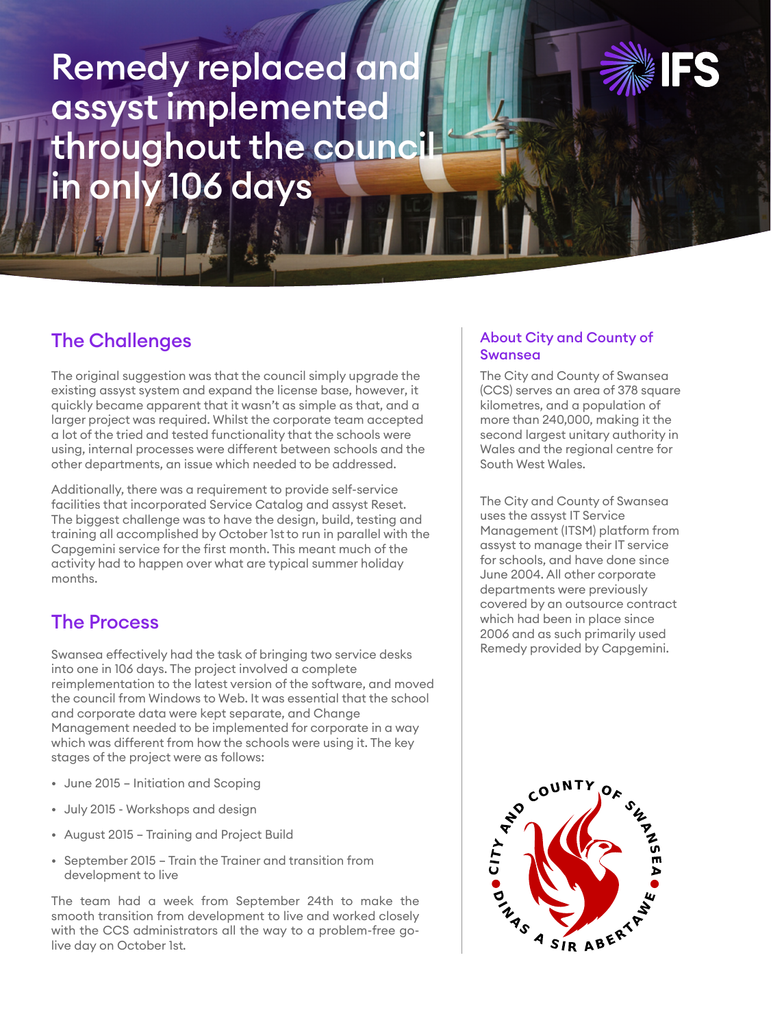# Remedy replaced and assyst implemented throughout the council in only 106 days

## The Challenges

The original suggestion was that the council simply upgrade the existing assyst system and expand the license base, however, it quickly became apparent that it wasn't as simple as that, and a larger project was required. Whilst the corporate team accepted a lot of the tried and tested functionality that the schools were using, internal processes were different between schools and the other departments, an issue which needed to be addressed.

Additionally, there was a requirement to provide self-service facilities that incorporated Service Catalog and assyst Reset. The biggest challenge was to have the design, build, testing and training all accomplished by October 1st to run in parallel with the Capgemini service for the first month. This meant much of the activity had to happen over what are typical summer holiday months.

## The Process

Swansea effectively had the task of bringing two service desks into one in 106 days. The project involved a complete reimplementation to the latest version of the software, and moved the council from Windows to Web. It was essential that the school and corporate data were kept separate, and Change Management needed to be implemented for corporate in a way which was different from how the schools were using it. The key stages of the project were as follows:

- June 2015 – Initiation and Scoping
- July 2015 - Workshops and design
- August 2015 – Training and Project Build
- September 2015 – Train the Trainer and transition from development to live

The team had a week from September 24th to make the smooth transition from development to live and worked closely with the CCS administrators all the way to a problem-free go-live day on October 1st.

### About City and County of Swansea

The City and County of Swansea (CCS) serves an area of 378 square kilometres, and a population of more than 240,000, making it the second largest unitary authority in Wales and the regional centre for South West Wales.

The City and County of Swansea uses the assyst IT Service Management (ITSM) platform from assyst to manage their IT service for schools, and have done since June 2004. All other corporate departments were previously covered by an outsource contract which had been in place since 2006 and as such primarily used Remedy provided by Capgemini.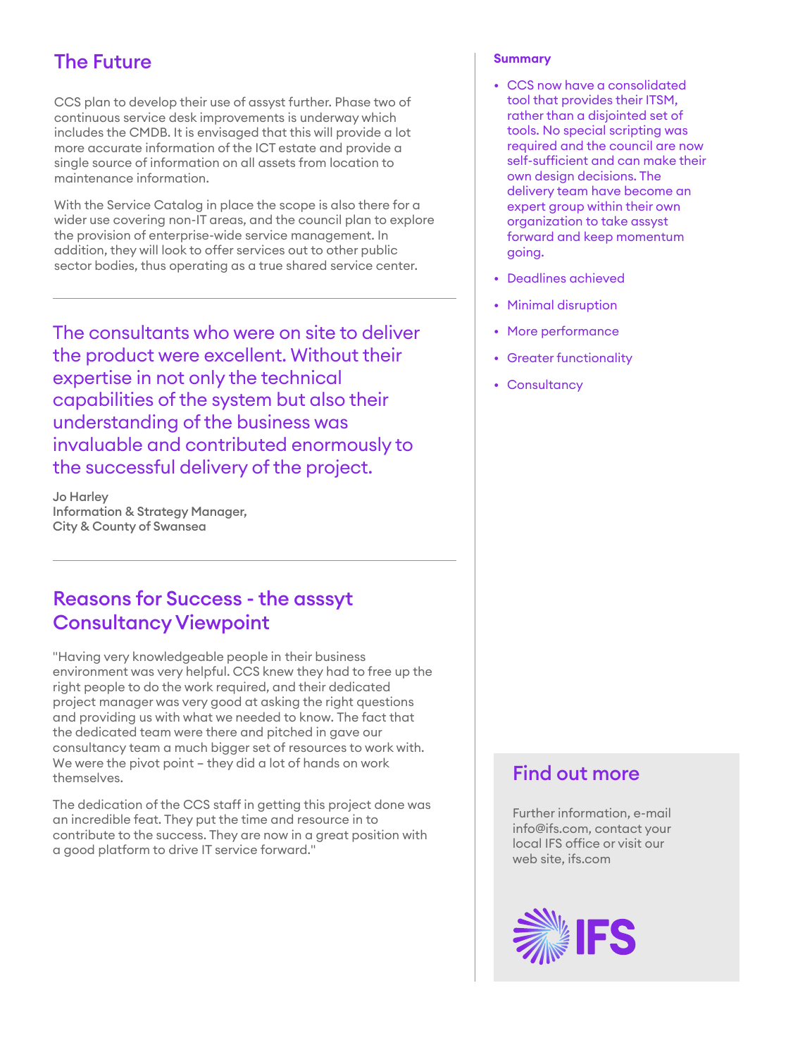## The Future

CCS plan to develop their use of assyst further. Phase two of continuous service desk improvements is underway which includes the CMDB. It is envisaged that this will provide a lot more accurate information of the ICT estate and provide a single source of information on all assets from location to maintenance information.

With the Service Catalog in place the scope is also there for a wider use covering non-IT areas, and the council plan to explore the provision of enterprise-wide service management. In addition, they will look to offer services out to other public sector bodies, thus operating as a true shared service center.

---

> The consultants who were on site to deliver the product were excellent. Without their expertise in not only the technical capabilities of the system but also their understanding of the business was invaluable and contributed enormously to the successful delivery of the project.

**Jo Harley**
**Information & Strategy Manager,**
**City & County of Swansea**

---

## Reasons for Success - the asssyt Consultancy Viewpoint

"Having very knowledgeable people in their business environment was very helpful. CCS knew they had to free up the right people to do the work required, and their dedicated project manager was very good at asking the right questions and providing us with what we needed to know. The fact that the dedicated team were there and pitched in gave our consultancy team a much bigger set of resources to work with. We were the pivot point – they did a lot of hands on work themselves.

The dedication of the CCS staff in getting this project done was an incredible feat. They put the time and resource in to contribute to the success. They are now in a great position with a good platform to drive IT service forward."

### Summary

- CCS now have a consolidated tool that provides their ITSM, rather than a disjointed set of tools. No special scripting was required and the council are now self-sufficient and can make their own design decisions. The delivery team have become an expert group within their own organization to take assyst forward and keep momentum going.
- Deadlines achieved
- Minimal disruption
- More performance
- Greater functionality
- Consultancy

## Find out more

Further information, e-mail info@ifs.com, contact your local IFS office or visit our web site, ifs.com

IFS